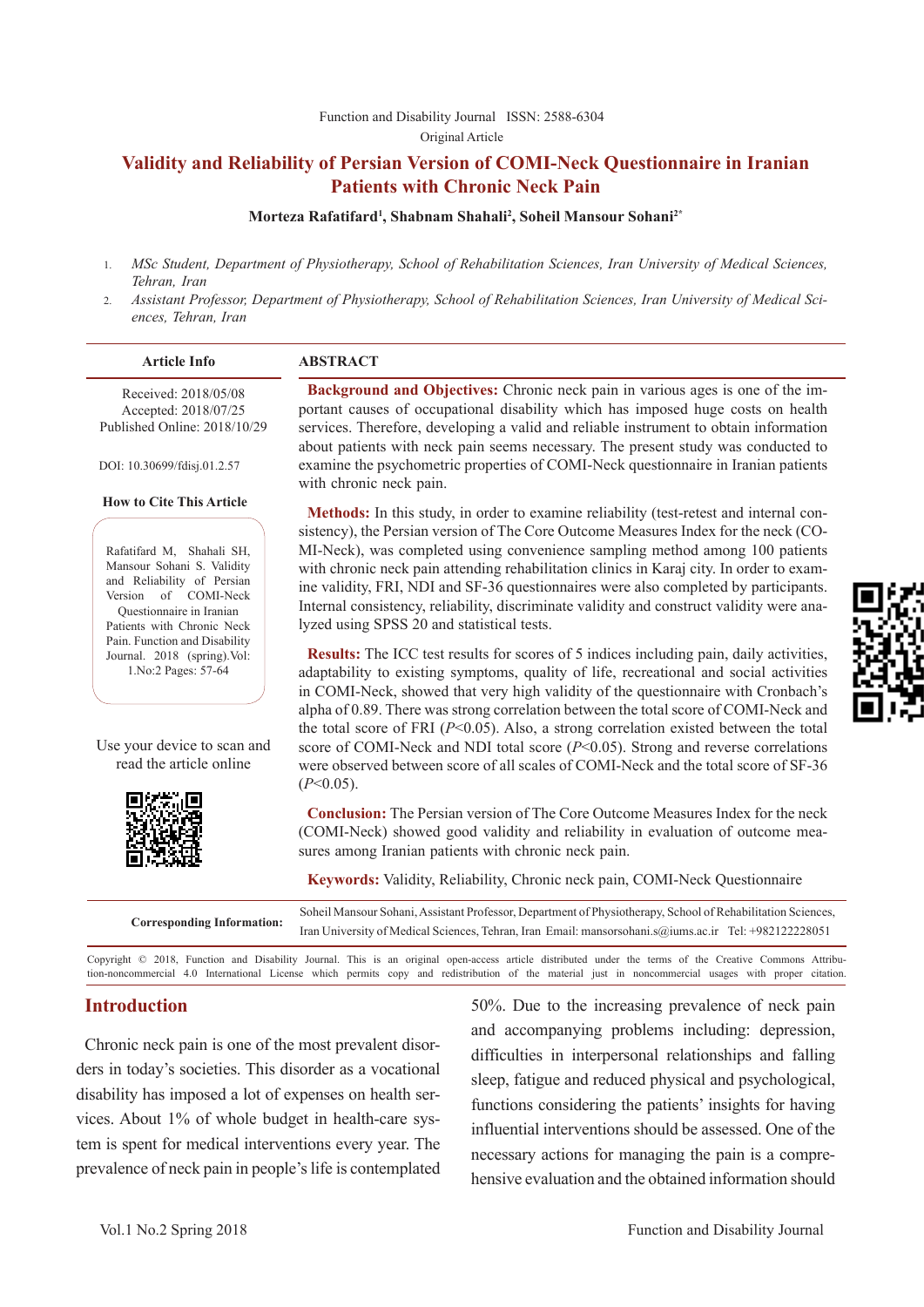Function and Disability Journal ISSN: 2588-6304

Original Article

# Validity and Reliability of Persian Version of COMI-Neck Questionnaire in Iranian Patients with Chronic Neck Pain

**Morteza Rafatifard[1], Shabnam Shahali[2], Soheil Mansour Sohani[2*]**

1. *MSc Student, Department of Physiotherapy, School of Rehabilitation Sciences, Iran University of Medical Sciences, Tehran, Iran*
2. *Assistant Professor, Department of Physiotherapy, School of Rehabilitation Sciences, Iran University of Medical Sciences, Tehran, Iran*

**Article Info**

Received: 2018/05/08
Accepted: 2018/07/25
Published Online: 2018/10/29

DOI: 10.30699/fdisj.01.2.57

**How to Cite This Article**

Rafatifard M, Shahali SH, Mansour Sohani S. Validity and Reliability of Persian Version of COMI-Neck Questionnaire in Iranian Patients with Chronic Neck Pain. Function and Disability Journal. 2018 (spring).Vol: 1.No:2 Pages: 57-64

Use your device to scan and read the article online

## ABSTRACT

**Background and Objectives:** Chronic neck pain in various ages is one of the important causes of occupational disability which has imposed huge costs on health services. Therefore, developing a valid and reliable instrument to obtain information about patients with neck pain seems necessary. The present study was conducted to examine the psychometric properties of COMI-Neck questionnaire in Iranian patients with chronic neck pain.

**Methods:** In this study, in order to examine reliability (test-retest and internal consistency), the Persian version of The Core Outcome Measures Index for the neck (COMI-Neck), was completed using convenience sampling method among 100 patients with chronic neck pain attending rehabilitation clinics in Karaj city. In order to examine validity, FRI, NDI and SF-36 questionnaires were also completed by participants. Internal consistency, reliability, discriminate validity and construct validity were analyzed using SPSS 20 and statistical tests.

**Results:** The ICC test results for scores of 5 indices including pain, daily activities, adaptability to existing symptoms, quality of life, recreational and social activities in COMI-Neck, showed that very high validity of the questionnaire with Cronbach's alpha of 0.89. There was strong correlation between the total score of COMI-Neck and the total score of FRI ($P<0.05$). Also, a strong correlation existed between the total score of COMI-Neck and NDI total score ($P<0.05$). Strong and reverse correlations were observed between score of all scales of COMI-Neck and the total score of SF-36 ($P<0.05$).

**Conclusion:** The Persian version of The Core Outcome Measures Index for the neck (COMI-Neck) showed good validity and reliability in evaluation of outcome measures among Iranian patients with chronic neck pain.

**Keywords:** Validity, Reliability, Chronic neck pain, COMI-Neck Questionnaire

**Corresponding Information:** Soheil Mansour Sohani, Assistant Professor, Department of Physiotherapy, School of Rehabilitation Sciences, Iran University of Medical Sciences, Tehran, Iran Email: mansorsohani.s@iums.ac.ir Tel: +982122228051

Copyright © 2018, Function and Disability Journal. This is an original open-access article distributed under the terms of the Creative Commons Attribution-noncommercial 4.0 International License which permits copy and redistribution of the material just in noncommercial usages with proper citation.

## Introduction

Chronic neck pain is one of the most prevalent disorders in today's societies. This disorder as a vocational disability has imposed a lot of expenses on health services. About 1% of whole budget in health-care system is spent for medical interventions every year. The prevalence of neck pain in people's life is contemplated 50%. Due to the increasing prevalence of neck pain and accompanying problems including: depression, difficulties in interpersonal relationships and falling sleep, fatigue and reduced physical and psychological, functions considering the patients' insights for having influential interventions should be assessed. One of the necessary actions for managing the pain is a comprehensive evaluation and the obtained information should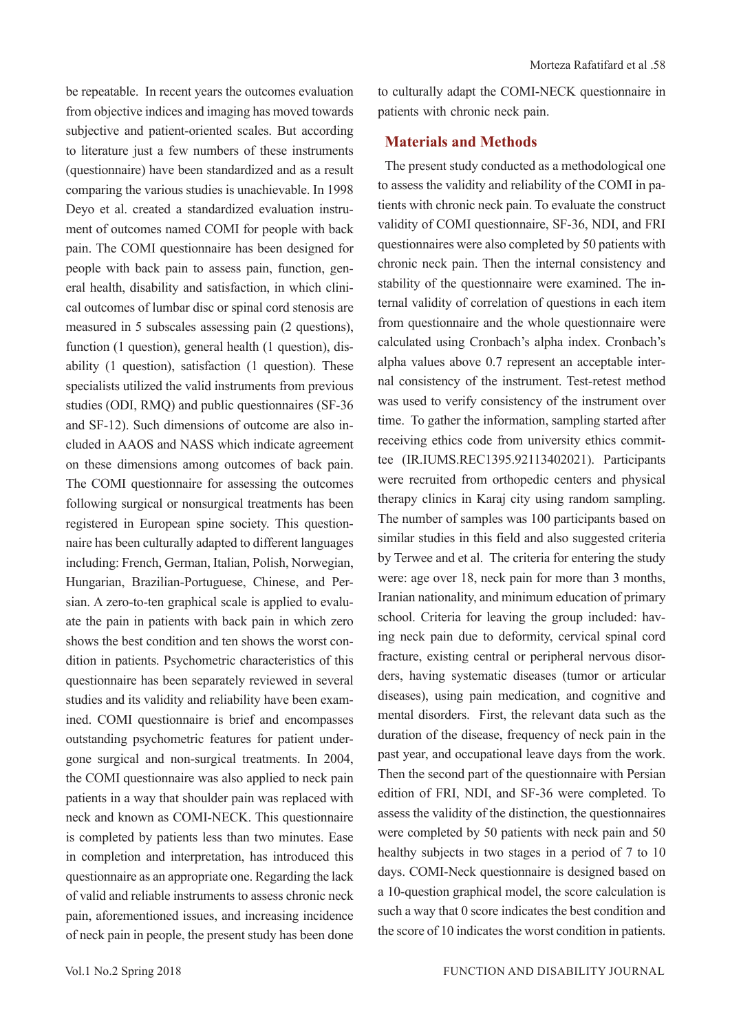be repeatable. In recent years the outcomes evaluation from objective indices and imaging has moved towards subjective and patient-oriented scales. But according to literature just a few numbers of these instruments (questionnaire) have been standardized and as a result comparing the various studies is unachievable. In 1998 Deyo et al. created a standardized evaluation instrument of outcomes named COMI for people with back pain. The COMI questionnaire has been designed for people with back pain to assess pain, function, general health, disability and satisfaction, in which clinical outcomes of lumbar disc or spinal cord stenosis are measured in 5 subscales assessing pain (2 questions), function (1 question), general health (1 question), disability (1 question), satisfaction (1 question). These specialists utilized the valid instruments from previous studies (ODI, RMQ) and public questionnaires (SF-36 and SF-12). Such dimensions of outcome are also included in AAOS and NASS which indicate agreement on these dimensions among outcomes of back pain. The COMI questionnaire for assessing the outcomes following surgical or nonsurgical treatments has been registered in European spine society. This questionnaire has been culturally adapted to different languages including: French, German, Italian, Polish, Norwegian, Hungarian, Brazilian-Portuguese, Chinese, and Persian. A zero-to-ten graphical scale is applied to evaluate the pain in patients with back pain in which zero shows the best condition and ten shows the worst condition in patients. Psychometric characteristics of this questionnaire has been separately reviewed in several studies and its validity and reliability have been examined. COMI questionnaire is brief and encompasses outstanding psychometric features for patient undergone surgical and non-surgical treatments. In 2004, the COMI questionnaire was also applied to neck pain patients in a way that shoulder pain was replaced with neck and known as COMI-NECK. This questionnaire is completed by patients less than two minutes. Ease in completion and interpretation, has introduced this questionnaire as an appropriate one. Regarding the lack of valid and reliable instruments to assess chronic neck pain, aforementioned issues, and increasing incidence of neck pain in people, the present study has been done to culturally adapt the COMI-NECK questionnaire in patients with chronic neck pain.

## Materials and Methods

The present study conducted as a methodological one to assess the validity and reliability of the COMI in patients with chronic neck pain. To evaluate the construct validity of COMI questionnaire, SF-36, NDI, and FRI questionnaires were also completed by 50 patients with chronic neck pain. Then the internal consistency and stability of the questionnaire were examined. The internal validity of correlation of questions in each item from questionnaire and the whole questionnaire were calculated using Cronbach's alpha index. Cronbach's alpha values above 0.7 represent an acceptable internal consistency of the instrument. Test-retest method was used to verify consistency of the instrument over time. To gather the information, sampling started after receiving ethics code from university ethics committee (IR.IUMS.REC1395.92113402021). Participants were recruited from orthopedic centers and physical therapy clinics in Karaj city using random sampling. The number of samples was 100 participants based on similar studies in this field and also suggested criteria by Terwee and et al. The criteria for entering the study were: age over 18, neck pain for more than 3 months, Iranian nationality, and minimum education of primary school. Criteria for leaving the group included: having neck pain due to deformity, cervical spinal cord fracture, existing central or peripheral nervous disorders, having systematic diseases (tumor or articular diseases), using pain medication, and cognitive and mental disorders. First, the relevant data such as the duration of the disease, frequency of neck pain in the past year, and occupational leave days from the work. Then the second part of the questionnaire with Persian edition of FRI, NDI, and SF-36 were completed. To assess the validity of the distinction, the questionnaires were completed by 50 patients with neck pain and 50 healthy subjects in two stages in a period of 7 to 10 days. COMI-Neck questionnaire is designed based on a 10-question graphical model, the score calculation is such a way that 0 score indicates the best condition and the score of 10 indicates the worst condition in patients.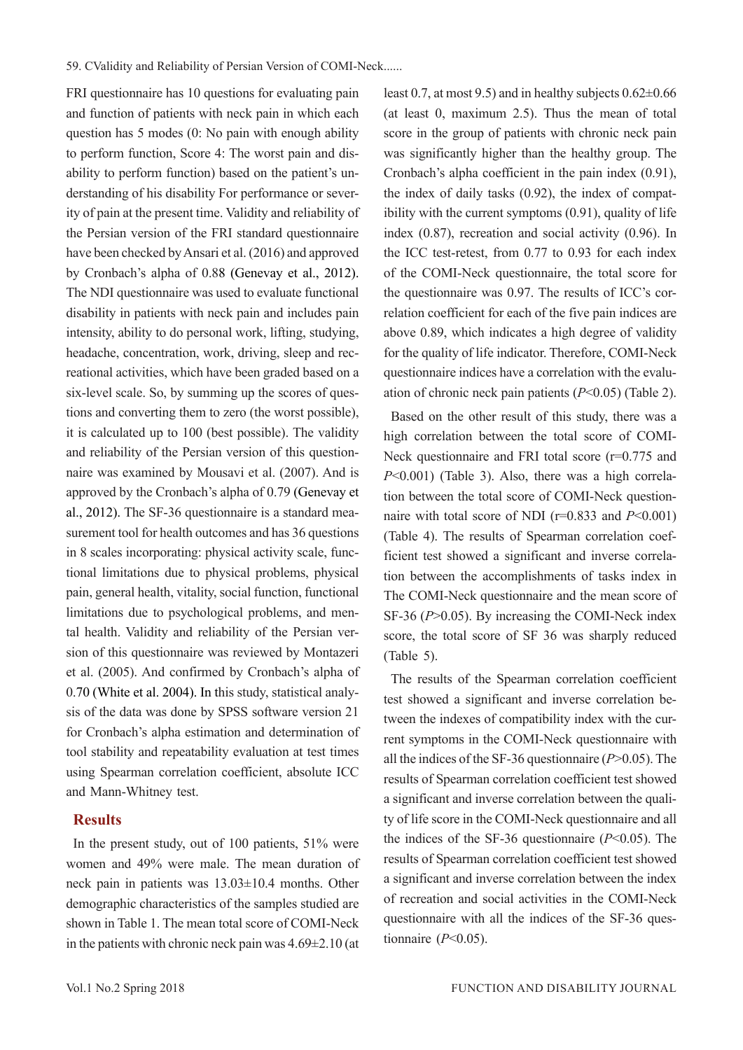FRI questionnaire has 10 questions for evaluating pain and function of patients with neck pain in which each question has 5 modes (0: No pain with enough ability to perform function, Score 4: The worst pain and disability to perform function) based on the patient's understanding of his disability For performance or severity of pain at the present time. Validity and reliability of the Persian version of the FRI standard questionnaire have been checked by Ansari et al. (2016) and approved by Cronbach's alpha of 0.88 (Genevay et al., 2012). The NDI questionnaire was used to evaluate functional disability in patients with neck pain and includes pain intensity, ability to do personal work, lifting, studying, headache, concentration, work, driving, sleep and recreational activities, which have been graded based on a six-level scale. So, by summing up the scores of questions and converting them to zero (the worst possible), it is calculated up to 100 (best possible). The validity and reliability of the Persian version of this questionnaire was examined by Mousavi et al. (2007). And is approved by the Cronbach's alpha of 0.79 (Genevay et al., 2012). The SF-36 questionnaire is a standard measurement tool for health outcomes and has 36 questions in 8 scales incorporating: physical activity scale, functional limitations due to physical problems, physical pain, general health, vitality, social function, functional limitations due to psychological problems, and mental health. Validity and reliability of the Persian version of this questionnaire was reviewed by Montazeri et al. (2005). And confirmed by Cronbach's alpha of 0.70 (White et al. 2004). In this study, statistical analysis of the data was done by SPSS software version 21 for Cronbach's alpha estimation and determination of tool stability and repeatability evaluation at test times using Spearman correlation coefficient, absolute ICC and Mann-Whitney test.

## Results

In the present study, out of 100 patients, 51% were women and 49% were male. The mean duration of neck pain in patients was 13.03±10.4 months. Other demographic characteristics of the samples studied are shown in Table 1. The mean total score of COMI-Neck in the patients with chronic neck pain was 4.69±2.10 (at least 0.7, at most 9.5) and in healthy subjects 0.62±0.66 (at least 0, maximum 2.5). Thus the mean of total score in the group of patients with chronic neck pain was significantly higher than the healthy group. The Cronbach's alpha coefficient in the pain index (0.91), the index of daily tasks (0.92), the index of compatibility with the current symptoms (0.91), quality of life index (0.87), recreation and social activity (0.96). In the ICC test-retest, from 0.77 to 0.93 for each index of the COMI-Neck questionnaire, the total score for the questionnaire was 0.97. The results of ICC's correlation coefficient for each of the five pain indices are above 0.89, which indicates a high degree of validity for the quality of life indicator. Therefore, COMI-Neck questionnaire indices have a correlation with the evaluation of chronic neck pain patients ($P<0.05$) (Table 2).

Based on the other result of this study, there was a high correlation between the total score of COMI-Neck questionnaire and FRI total score ($r=0.775$ and $P<0.001$) (Table 3). Also, there was a high correlation between the total score of COMI-Neck questionnaire with total score of NDI ($r=0.833$ and $P<0.001$) (Table 4). The results of Spearman correlation coefficient test showed a significant and inverse correlation between the accomplishments of tasks index in The COMI-Neck questionnaire and the mean score of SF-36 ($P>0.05$). By increasing the COMI-Neck index score, the total score of SF 36 was sharply reduced (Table 5).

The results of the Spearman correlation coefficient test showed a significant and inverse correlation between the indexes of compatibility index with the current symptoms in the COMI-Neck questionnaire with all the indices of the SF-36 questionnaire ($P>0.05$). The results of Spearman correlation coefficient test showed a significant and inverse correlation between the quality of life score in the COMI-Neck questionnaire and all the indices of the SF-36 questionnaire ($P<0.05$). The results of Spearman correlation coefficient test showed a significant and inverse correlation between the index of recreation and social activities in the COMI-Neck questionnaire with all the indices of the SF-36 questionnaire ($P<0.05$).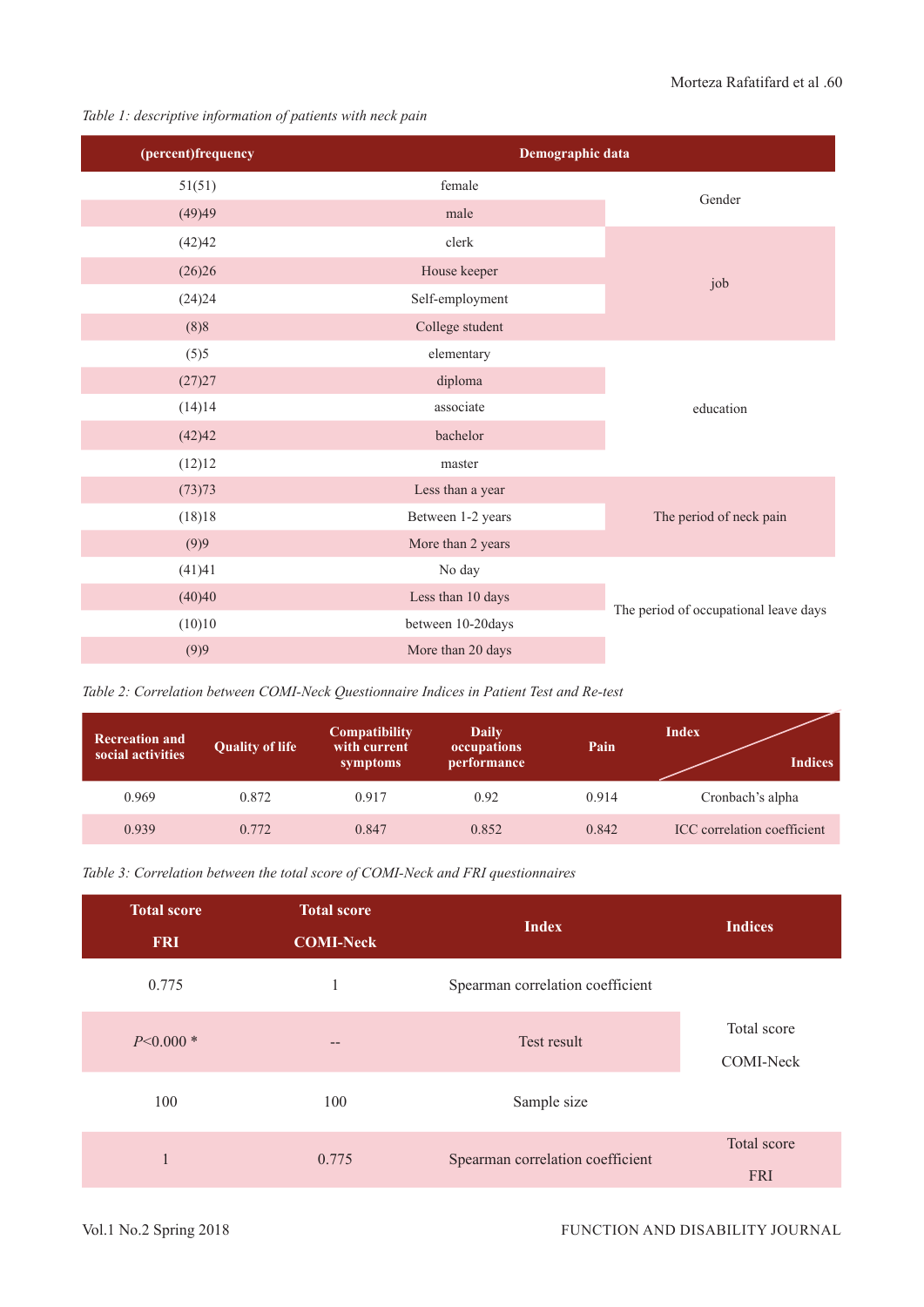*Table 1: descriptive information of patients with neck pain*

| (percent)frequency | Demographic data | |
|---|---|---|
| 51(51) | female | Gender |
| (49)49 | male | |
| (42)42 | clerk | job |
| (26)26 | House keeper | |
| (24)24 | Self-employment | |
| (8)8 | College student | |
| (5)5 | elementary | education |
| (27)27 | diploma | |
| (14)14 | associate | |
| (42)42 | bachelor | |
| (12)12 | master | |
| (73)73 | Less than a year | The period of neck pain |
| (18)18 | Between 1-2 years | |
| (9)9 | More than 2 years | |
| (41)41 | No day | The period of occupational leave days |
| (40)40 | Less than 10 days | |
| (10)10 | between 10-20days | |
| (9)9 | More than 20 days | |

*Table 2: Correlation between COMI-Neck Questionnaire Indices in Patient Test and Re-test*

| Recreation and social activities | Quality of life | Compatibility with current symptoms | Daily occupations performance | Pain | Index / Indices |
|---|---|---|---|---|---|
| 0.969 | 0.872 | 0.917 | 0.92 | 0.914 | Cronbach's alpha |
| 0.939 | 0.772 | 0.847 | 0.852 | 0.842 | ICC correlation coefficient |

*Table 3: Correlation between the total score of COMI-Neck and FRI questionnaires*

| Total score FRI | Total score COMI-Neck | Index | Indices |
|---|---|---|---|
| 0.775 | 1 | Spearman correlation coefficient | Total score COMI-Neck |
| $P<0.000$ * | -- | Test result | |
| 100 | 100 | Sample size | |
| 1 | 0.775 | Spearman correlation coefficient | Total score FRI |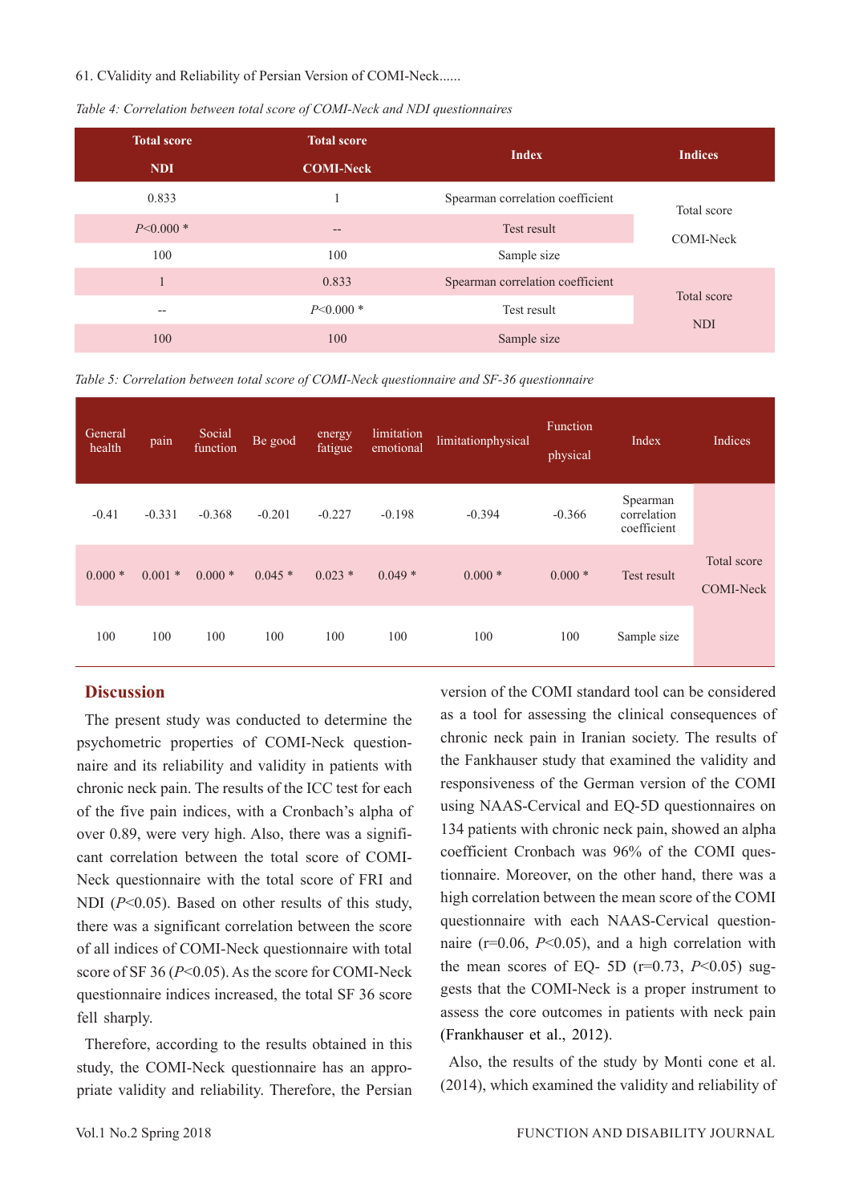*Table 4: Correlation between total score of COMI-Neck and NDI questionnaires*

| Total score NDI | Total score COMI-Neck | Index | Indices |
|---|---|---|---|
| 0.833 | 1 | Spearman correlation coefficient | Total score COMI-Neck |
| *P*<0.000 * | -- | Test result | |
| 100 | 100 | Sample size | |
| 1 | 0.833 | Spearman correlation coefficient | Total score NDI |
| -- | *P*<0.000 * | Test result | |
| 100 | 100 | Sample size | |

*Table 5: Correlation between total score of COMI-Neck questionnaire and SF-36 questionnaire*

| General health | pain | Social function | Be good | energy fatigue | limitation emotional | limitationphysical | Function physical | Index | Indices |
|---|---|---|---|---|---|---|---|---|---|
| -0.41 | -0.331 | -0.368 | -0.201 | -0.227 | -0.198 | -0.394 | -0.366 | Spearman correlation coefficient | Total score COMI-Neck |
| 0.000 * | 0.001 * | 0.000 * | 0.045 * | 0.023 * | 0.049 * | 0.000 * | 0.000 * | Test result | |
| 100 | 100 | 100 | 100 | 100 | 100 | 100 | 100 | Sample size | |

## Discussion

The present study was conducted to determine the psychometric properties of COMI-Neck questionnaire and its reliability and validity in patients with chronic neck pain. The results of the ICC test for each of the five pain indices, with a Cronbach's alpha of over 0.89, were very high. Also, there was a significant correlation between the total score of COMI-Neck questionnaire with the total score of FRI and NDI ($P<0.05$). Based on other results of this study, there was a significant correlation between the score of all indices of COMI-Neck questionnaire with total score of SF 36 ($P<0.05$). As the score for COMI-Neck questionnaire indices increased, the total SF 36 score fell sharply.

Therefore, according to the results obtained in this study, the COMI-Neck questionnaire has an appropriate validity and reliability. Therefore, the Persian version of the COMI standard tool can be considered as a tool for assessing the clinical consequences of chronic neck pain in Iranian society. The results of the Fankhauser study that examined the validity and responsiveness of the German version of the COMI using NAAS-Cervical and EQ-5D questionnaires on 134 patients with chronic neck pain, showed an alpha coefficient Cronbach was 96% of the COMI questionnaire. Moreover, on the other hand, there was a high correlation between the mean score of the COMI questionnaire with each NAAS-Cervical questionnaire ($r=0.06$, $P<0.05$), and a high correlation with the mean scores of EQ- 5D ($r=0.73$, $P<0.05$) suggests that the COMI-Neck is a proper instrument to assess the core outcomes in patients with neck pain (Frankhauser et al., 2012).

Also, the results of the study by Monti cone et al. (2014), which examined the validity and reliability of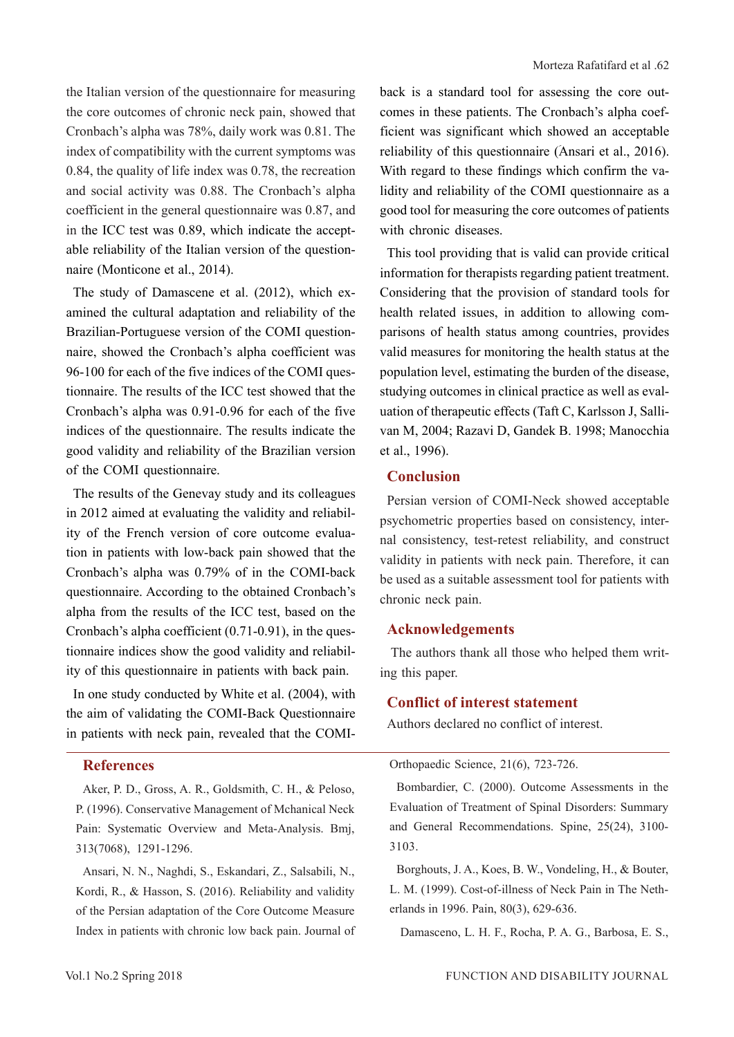the Italian version of the questionnaire for measuring the core outcomes of chronic neck pain, showed that Cronbach's alpha was 78%, daily work was 0.81. The index of compatibility with the current symptoms was 0.84, the quality of life index was 0.78, the recreation and social activity was 0.88. The Cronbach's alpha coefficient in the general questionnaire was 0.87, and in the ICC test was 0.89, which indicate the acceptable reliability of the Italian version of the questionnaire (Monticone et al., 2014).

The study of Damascene et al. (2012), which examined the cultural adaptation and reliability of the Brazilian-Portuguese version of the COMI questionnaire, showed the Cronbach's alpha coefficient was 96-100 for each of the five indices of the COMI questionnaire. The results of the ICC test showed that the Cronbach's alpha was 0.91-0.96 for each of the five indices of the questionnaire. The results indicate the good validity and reliability of the Brazilian version of the COMI questionnaire.

The results of the Genevay study and its colleagues in 2012 aimed at evaluating the validity and reliability of the French version of core outcome evaluation in patients with low-back pain showed that the Cronbach's alpha was 0.79% of in the COMI-back questionnaire. According to the obtained Cronbach's alpha from the results of the ICC test, based on the Cronbach's alpha coefficient (0.71-0.91), in the questionnaire indices show the good validity and reliability of this questionnaire in patients with back pain.

In one study conducted by White et al. (2004), with the aim of validating the COMI-Back Questionnaire in patients with neck pain, revealed that the COMI-back is a standard tool for assessing the core outcomes in these patients. The Cronbach's alpha coefficient was significant which showed an acceptable reliability of this questionnaire (Ansari et al., 2016). With regard to these findings which confirm the validity and reliability of the COMI questionnaire as a good tool for measuring the core outcomes of patients with chronic diseases.

This tool providing that is valid can provide critical information for therapists regarding patient treatment. Considering that the provision of standard tools for health related issues, in addition to allowing comparisons of health status among countries, provides valid measures for monitoring the health status at the population level, estimating the burden of the disease, studying outcomes in clinical practice as well as evaluation of therapeutic effects (Taft C, Karlsson J, Sallivan M, 2004; Razavi D, Gandek B. 1998; Manocchia et al., 1996).

## Conclusion

Persian version of COMI-Neck showed acceptable psychometric properties based on consistency, internal consistency, test-retest reliability, and construct validity in patients with neck pain. Therefore, it can be used as a suitable assessment tool for patients with chronic neck pain.

## Acknowledgements

The authors thank all those who helped them writing this paper.

## Conflict of interest statement

Authors declared no conflict of interest.

## References

Aker, P. D., Gross, A. R., Goldsmith, C. H., & Peloso, P. (1996). Conservative Management of Mchanical Neck Pain: Systematic Overview and Meta-Analysis. Bmj, 313(7068), 1291-1296.

Ansari, N. N., Naghdi, S., Eskandari, Z., Salsabili, N., Kordi, R., & Hasson, S. (2016). Reliability and validity of the Persian adaptation of the Core Outcome Measure Index in patients with chronic low back pain. Journal of Orthopaedic Science, 21(6), 723-726.

Bombardier, C. (2000). Outcome Assessments in the Evaluation of Treatment of Spinal Disorders: Summary and General Recommendations. Spine, 25(24), 3100-3103.

Borghouts, J. A., Koes, B. W., Vondeling, H., & Bouter, L. M. (1999). Cost-of-illness of Neck Pain in The Netherlands in 1996. Pain, 80(3), 629-636.

Damasceno, L. H. F., Rocha, P. A. G., Barbosa, E. S.,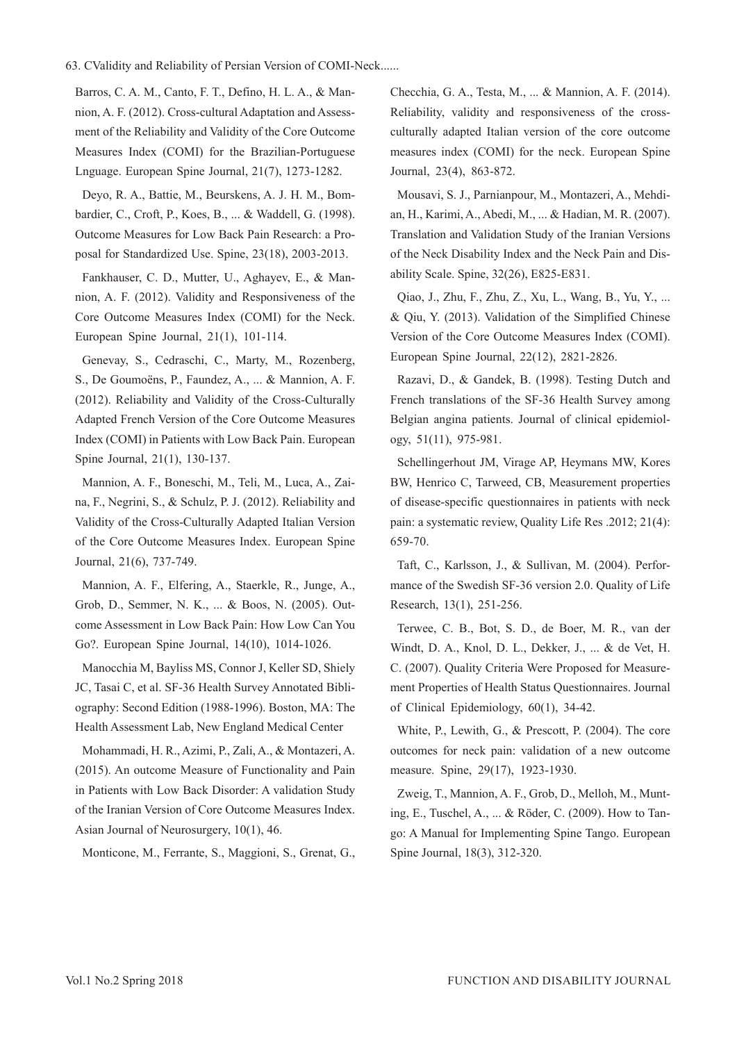Barros, C. A. M., Canto, F. T., Defino, H. L. A., & Mannion, A. F. (2012). Cross-cultural Adaptation and Assessment of the Reliability and Validity of the Core Outcome Measures Index (COMI) for the Brazilian-Portuguese Lnguage. European Spine Journal, 21(7), 1273-1282.

Deyo, R. A., Battie, M., Beurskens, A. J. H. M., Bombardier, C., Croft, P., Koes, B., ... & Waddell, G. (1998). Outcome Measures for Low Back Pain Research: a Proposal for Standardized Use. Spine, 23(18), 2003-2013.

Fankhauser, C. D., Mutter, U., Aghayev, E., & Mannion, A. F. (2012). Validity and Responsiveness of the Core Outcome Measures Index (COMI) for the Neck. European Spine Journal, 21(1), 101-114.

Genevay, S., Cedraschi, C., Marty, M., Rozenberg, S., De Goumoëns, P., Faundez, A., ... & Mannion, A. F. (2012). Reliability and Validity of the Cross-Culturally Adapted French Version of the Core Outcome Measures Index (COMI) in Patients with Low Back Pain. European Spine Journal, 21(1), 130-137.

Mannion, A. F., Boneschi, M., Teli, M., Luca, A., Zaina, F., Negrini, S., & Schulz, P. J. (2012). Reliability and Validity of the Cross-Culturally Adapted Italian Version of the Core Outcome Measures Index. European Spine Journal, 21(6), 737-749.

Mannion, A. F., Elfering, A., Staerkle, R., Junge, A., Grob, D., Semmer, N. K., ... & Boos, N. (2005). Outcome Assessment in Low Back Pain: How Low Can You Go?. European Spine Journal, 14(10), 1014-1026.

Manocchia M, Bayliss MS, Connor J, Keller SD, Shiely JC, Tasai C, et al. SF-36 Health Survey Annotated Bibliography: Second Edition (1988-1996). Boston, MA: The Health Assessment Lab, New England Medical Center

Mohammadi, H. R., Azimi, P., Zali, A., & Montazeri, A. (2015). An outcome Measure of Functionality and Pain in Patients with Low Back Disorder: A validation Study of the Iranian Version of Core Outcome Measures Index. Asian Journal of Neurosurgery, 10(1), 46.

Monticone, M., Ferrante, S., Maggioni, S., Grenat, G., Checchia, G. A., Testa, M., ... & Mannion, A. F. (2014). Reliability, validity and responsiveness of the cross-culturally adapted Italian version of the core outcome measures index (COMI) for the neck. European Spine Journal, 23(4), 863-872.

Mousavi, S. J., Parnianpour, M., Montazeri, A., Mehdian, H., Karimi, A., Abedi, M., ... & Hadian, M. R. (2007). Translation and Validation Study of the Iranian Versions of the Neck Disability Index and the Neck Pain and Disability Scale. Spine, 32(26), E825-E831.

Qiao, J., Zhu, F., Zhu, Z., Xu, L., Wang, B., Yu, Y., ... & Qiu, Y. (2013). Validation of the Simplified Chinese Version of the Core Outcome Measures Index (COMI). European Spine Journal, 22(12), 2821-2826.

Razavi, D., & Gandek, B. (1998). Testing Dutch and French translations of the SF-36 Health Survey among Belgian angina patients. Journal of clinical epidemiology, 51(11), 975-981.

Schellingerhout JM, Virage AP, Heymans MW, Kores BW, Henrico C, Tarweed, CB, Measurement properties of disease-specific questionnaires in patients with neck pain: a systematic review, Quality Life Res .2012; 21(4): 659-70.

Taft, C., Karlsson, J., & Sullivan, M. (2004). Performance of the Swedish SF-36 version 2.0. Quality of Life Research, 13(1), 251-256.

Terwee, C. B., Bot, S. D., de Boer, M. R., van der Windt, D. A., Knol, D. L., Dekker, J., ... & de Vet, H. C. (2007). Quality Criteria Were Proposed for Measurement Properties of Health Status Questionnaires. Journal of Clinical Epidemiology, 60(1), 34-42.

White, P., Lewith, G., & Prescott, P. (2004). The core outcomes for neck pain: validation of a new outcome measure. Spine, 29(17), 1923-1930.

Zweig, T., Mannion, A. F., Grob, D., Melloh, M., Munting, E., Tuschel, A., ... & Röder, C. (2009). How to Tango: A Manual for Implementing Spine Tango. European Spine Journal, 18(3), 312-320.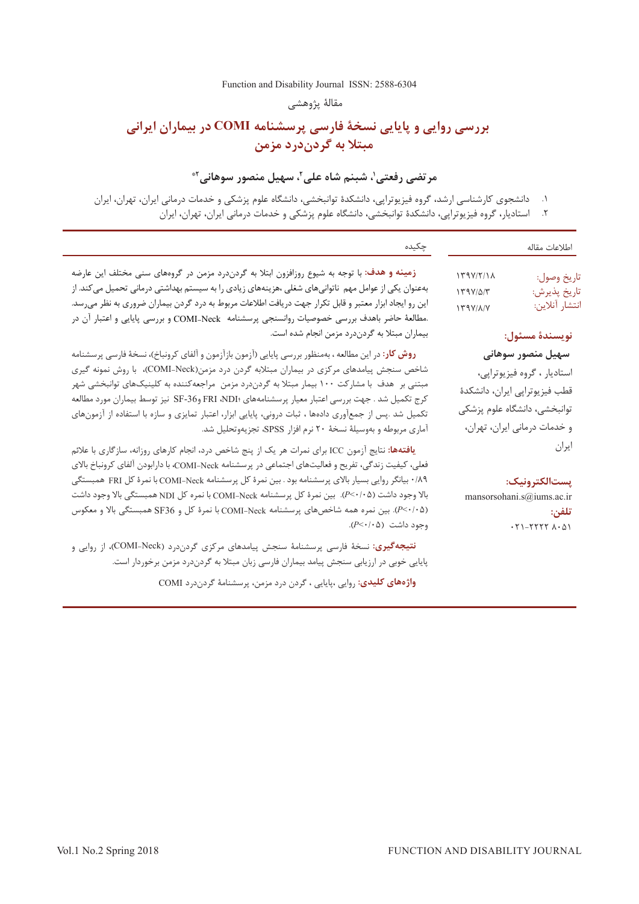Function and Disability Journal ISSN: 2588-6304

مقالهٔ پژوهشی

# بررسی روایی و پایایی نسخهٔ فارسی پرسشنامه COMI در بیماران ایرانی مبتلا به گردن‌درد مزمن

**مرتضی رفعتی[1]، شبنم شاه علی[2]، سهیل منصور سوهانی[2*]**

۱. دانشجوی کارشناسی ارشد، گروه فیزیوتراپی، دانشکدهٔ توانبخشی، دانشگاه علوم پزشکی و خدمات درمانی ایران، تهران، ایران
۲. استادیار، گروه فیزیوتراپی، دانشکدهٔ توانبخشی، دانشگاه علوم پزشکی و خدمات درمانی ایران، تهران، ایران

---

### اطلاعات مقاله

تاریخ وصول: ۱۳۹۷/۲/۱۸
تاریخ پذیرش: ۱۳۹۷/۵/۳
انتشار آنلاین: ۱۳۹۷/۸/۷

**نویسندهٔ مسئول:**

**سهیل منصور سوهانی**

استادیار ، گروه فیزیوتراپی، قطب فیزیوتراپی ایران، دانشکدهٔ توانبخشی، دانشگاه علوم پزشکی و خدمات درمانی ایران، تهران، ایران

**پست‌الکترونیک:**
mansorsohani.s@iums.ac.ir

**تلفن:**
۰۲۱-۲۲۲۲ ۸۰۵۱

### چکیده

**زمینه و هدف:** با توجه به شیوع روزافزون ابتلا به گردن‌درد مزمن در گروه‌های سنی مختلف این عارضه به‌عنوان یکی از عوامل مهم ناتوانی‌های شغلی ،هزینه‌های زیادی را به سیستم بهداشتی درمانی تحمیل می‌کند. از این رو ایجاد ابزار معتبر و قابل تکرار جهت دریافت اطلاعات مربوط به درد گردن بیماران ضروری به نظر می‌رسد. .مطالعهٔ حاضر باهدف بررسی خصوصیات روانسنجی پرسشنامه COMI-Neck و بررسی پایایی و اعتبار آن در بیماران مبتلا به گردن‌درد مزمن انجام شده است.

**روش کار:** در این مطالعه ، به‌منظور بررسی پایایی (آزمون بازآزمون و آلفای کرونباخ)، نسخهٔ فارسی پرسشنامه شاخص سنجش پیامدهای مرکزی در بیماران مبتلابه گردن درد مزمن(COMI-Neck)، با روش نمونه گیری مبتنی بر هدف با مشارکت ۱۰۰ بیمار مبتلا به گردن‌درد مزمن مراجعه‌کننده به کلینیک‌های توانبخشی شهر کرج تکمیل شد . جهت بررسی اعتبار معیار پرسشنامه‌های NDI، FRI وSF-36 نیز توسط بیماران مورد مطالعه تکمیل شد .پس از جمع‌آوری داده‌ها ، ثبات درونی، پایایی ابزار، اعتبار تمایزی و سازه با استفاده از آزمون‌های آماری مربوطه و به‌وسیلهٔ نسخهٔ ۲۰ نرم افزار SPSS، تجزیه‌وتحلیل شد.

**یافته‌ها:** نتایج آزمون ICC برای نمرات هر یک از پنج شاخص درد، انجام کارهای روزانه، سازگاری با علائم فعلی، کیفیت زندگی، تفریح و فعالیت‌های اجتماعی در پرسشنامه COMI-Neck، با دارابودن آلفای کرونباخ بالای ۰/۸۹ بیانگر روایی بسیار بالای پرسشنامه بود . بین نمرهٔ کل پرسشنامه COMI-Neck با نمرهٔ کل FRI همبستگی بالا وجود داشت ($P<0/05$). بین نمرهٔ کل پرسشنامه COMI-Neck با نمره کل NDI همبستگی بالا وجود داشت ($P<0/05$). بین نمره همه شاخص‌های پرسشنامه COMI-Neck با نمرهٔ کل و SF36 همبستگی بالا و معکوس وجود داشت ($P<0/05$).

**نتیجه‌گیری:** نسخهٔ فارسی پرسشنامهٔ سنجش پیامدهای مرکزی گردن‌درد (COMI-Neck)، از روایی و پایایی خوبی در ارزیابی سنجش پیامد بیماران فارسی زبان مبتلا به گردن‌درد مزمن برخوردار است.

**واژه‌های کلیدی:** روایی ،پایایی ، گردن درد مزمن، پرسشنامهٔ گردن‌درد COMI